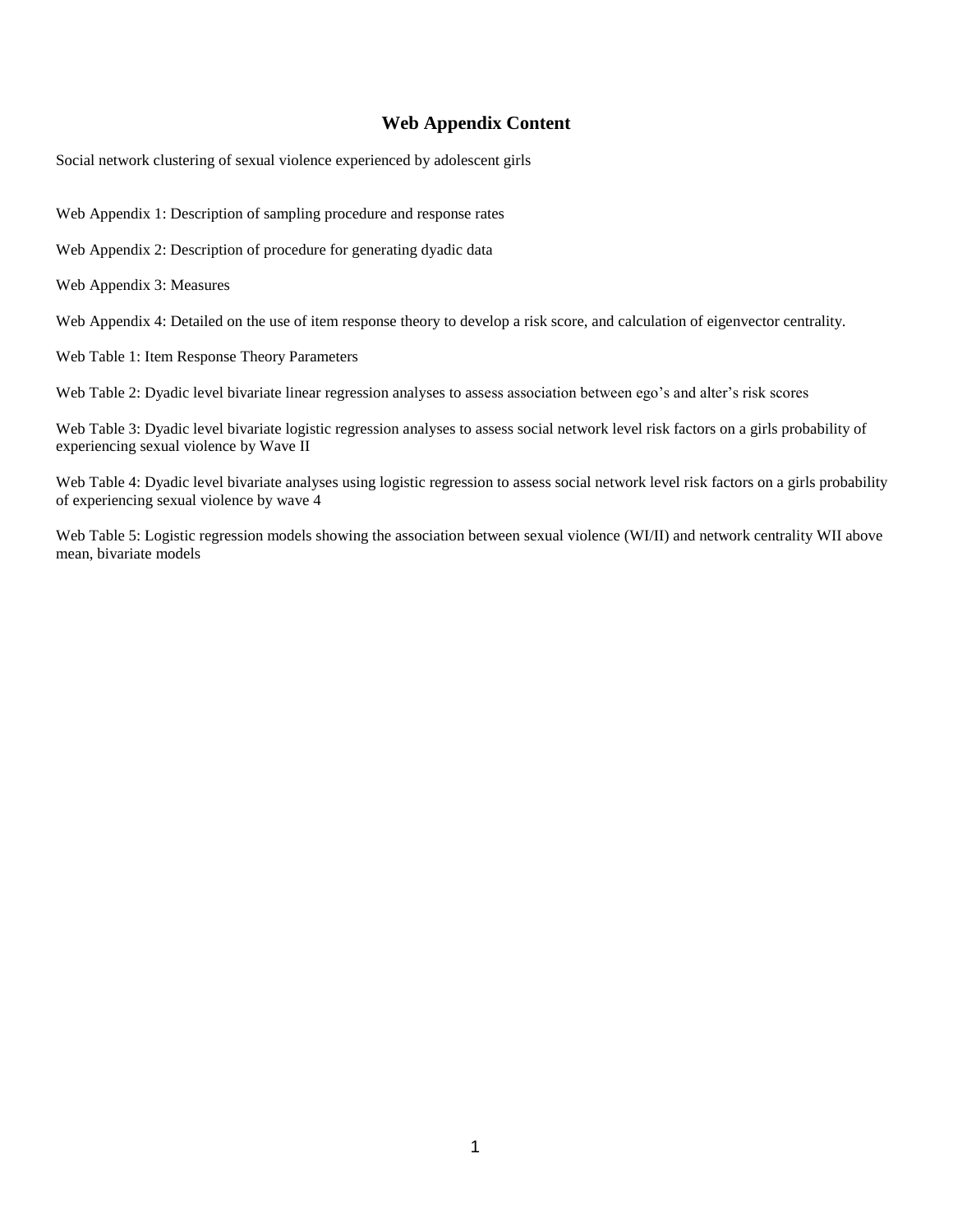# Web Appendix Content

Social network clustering of sexual violence experienced by adolescent girls

Web Appendix 1: Description of sampling procedure and response rates

Web Appendix 2: Description of procedure for generating dyadic data

Web Appendix 3: Measures

Web Appendix 4: Detailed on the use of item response theory to develop a risk score, and calculation of eigenvector centrality.

Web Table 1: Item Response Theory Parameters

Web Table 2: Dyadic level bivariate linear regression analyses to assess association between ego's and alter's risk scores

Web Table 3: Dyadic level bivariate logistic regression analyses to assess social network level risk factors on a girls probability of experiencing sexual violence by Wave II

Web Table 4: Dyadic level bivariate analyses using logistic regression to assess social network level risk factors on a girls probability of experiencing sexual violence by wave 4

Web Table 5: Logistic regression models showing the association between sexual violence (WI/II) and network centrality WII above mean, bivariate models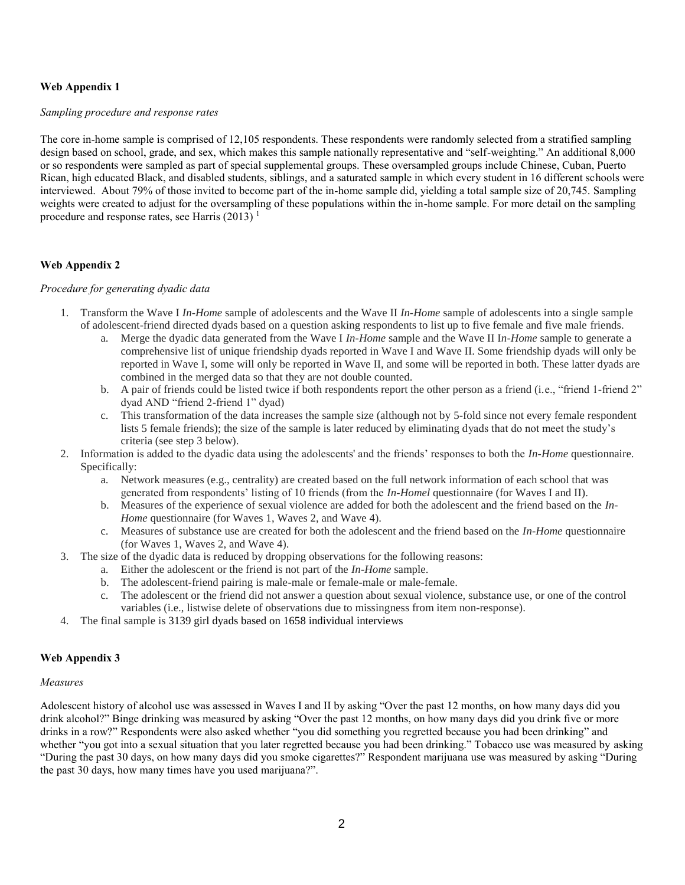**Web Appendix 1**

*Sampling procedure and response rates*

The core in-home sample is comprised of 12,105 respondents. These respondents were randomly selected from a stratified sampling design based on school, grade, and sex, which makes this sample nationally representative and "self-weighting." An additional 8,000 or so respondents were sampled as part of special supplemental groups. These oversampled groups include Chinese, Cuban, Puerto Rican, high educated Black, and disabled students, siblings, and a saturated sample in which every student in 16 different schools were interviewed. About 79% of those invited to become part of the in-home sample did, yielding a total sample size of 20,745. Sampling weights were created to adjust for the oversampling of these populations within the in-home sample. For more detail on the sampling procedure and response rates, see Harris (2013) [1]

**Web Appendix 2**

*Procedure for generating dyadic data*

1. Transform the Wave I *In-Home* sample of adolescents and the Wave II *In-Home* sample of adolescents into a single sample of adolescent-friend directed dyads based on a question asking respondents to list up to five female and five male friends.
    a. Merge the dyadic data generated from the Wave I *In-Home* sample and the Wave II I*n-Home* sample to generate a comprehensive list of unique friendship dyads reported in Wave I and Wave II. Some friendship dyads will only be reported in Wave I, some will only be reported in Wave II, and some will be reported in both. These latter dyads are combined in the merged data so that they are not double counted.
    b. A pair of friends could be listed twice if both respondents report the other person as a friend (i.e., "friend 1-friend 2" dyad AND "friend 2-friend 1" dyad)
    c. This transformation of the data increases the sample size (although not by 5-fold since not every female respondent lists 5 female friends); the size of the sample is later reduced by eliminating dyads that do not meet the study's criteria (see step 3 below).
2. Information is added to the dyadic data using the adolescents' and the friends' responses to both the *In-Home* questionnaire. Specifically:
    a. Network measures (e.g., centrality) are created based on the full network information of each school that was generated from respondents' listing of 10 friends (from the *In-Homel* questionnaire (for Waves I and II).
    b. Measures of the experience of sexual violence are added for both the adolescent and the friend based on the *In-Home* questionnaire (for Waves 1, Waves 2, and Wave 4).
    c. Measures of substance use are created for both the adolescent and the friend based on the *In-Home* questionnaire (for Waves 1, Waves 2, and Wave 4).
3. The size of the dyadic data is reduced by dropping observations for the following reasons:
    a. Either the adolescent or the friend is not part of the *In-Home* sample.
    b. The adolescent-friend pairing is male-male or female-male or male-female.
    c. The adolescent or the friend did not answer a question about sexual violence, substance use, or one of the control variables (i.e., listwise delete of observations due to missingness from item non-response).
4. The final sample is 3139 girl dyads based on 1658 individual interviews

**Web Appendix 3**

*Measures*

Adolescent history of alcohol use was assessed in Waves I and II by asking "Over the past 12 months, on how many days did you drink alcohol?" Binge drinking was measured by asking "Over the past 12 months, on how many days did you drink five or more drinks in a row?" Respondents were also asked whether "you did something you regretted because you had been drinking" and whether "you got into a sexual situation that you later regretted because you had been drinking." Tobacco use was measured by asking "During the past 30 days, on how many days did you smoke cigarettes?" Respondent marijuana use was measured by asking "During the past 30 days, how many times have you used marijuana?".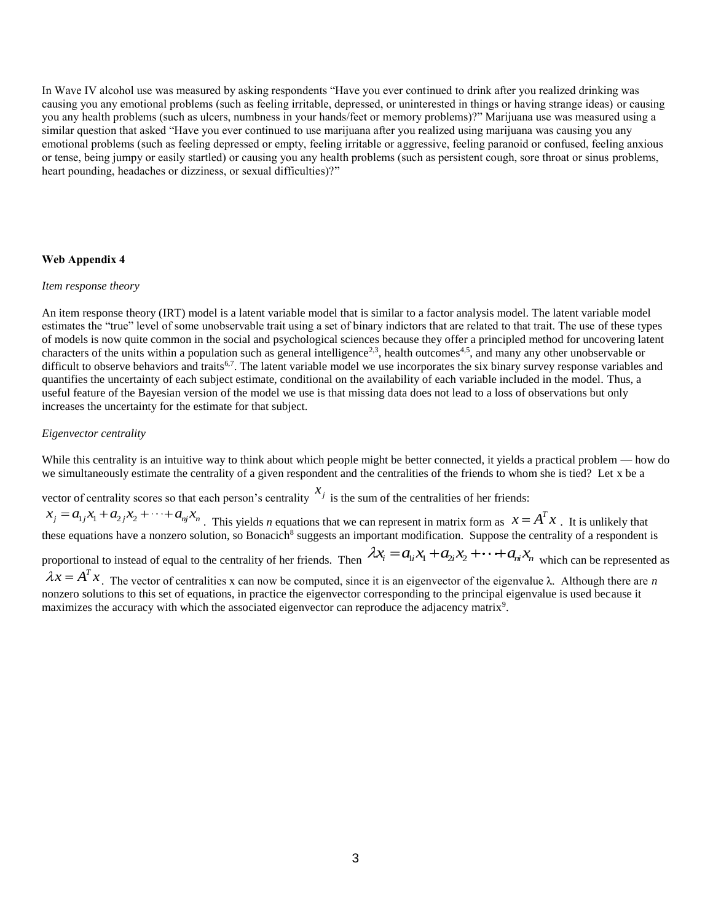In Wave IV alcohol use was measured by asking respondents "Have you ever continued to drink after you realized drinking was causing you any emotional problems (such as feeling irritable, depressed, or uninterested in things or having strange ideas) or causing you any health problems (such as ulcers, numbness in your hands/feet or memory problems)?" Marijuana use was measured using a similar question that asked "Have you ever continued to use marijuana after you realized using marijuana was causing you any emotional problems (such as feeling depressed or empty, feeling irritable or aggressive, feeling paranoid or confused, feeling anxious or tense, being jumpy or easily startled) or causing you any health problems (such as persistent cough, sore throat or sinus problems, heart pounding, headaches or dizziness, or sexual difficulties)?"

**Web Appendix 4**

*Item response theory*

An item response theory (IRT) model is a latent variable model that is similar to a factor analysis model. The latent variable model estimates the "true" level of some unobservable trait using a set of binary indictors that are related to that trait. The use of these types of models is now quite common in the social and psychological sciences because they offer a principled method for uncovering latent characters of the units within a population such as general intelligence[2,3], health outcomes[4,5], and many any other unobservable or difficult to observe behaviors and traits[6,7]. The latent variable model we use incorporates the six binary survey response variables and quantifies the uncertainty of each subject estimate, conditional on the availability of each variable included in the model. Thus, a useful feature of the Bayesian version of the model we use is that missing data does not lead to a loss of observations but only increases the uncertainty for the estimate for that subject.

*Eigenvector centrality*

While this centrality is an intuitive way to think about which people might be better connected, it yields a practical problem — how do we simultaneously estimate the centrality of a given respondent and the centralities of the friends to whom she is tied? Let x be a vector of centrality scores so that each person's centrality $x_j$ is the sum of the centralities of her friends: $x_j = a_{1j}x_1 + a_{2j}x_2 + \cdots + a_{nj}x_n$. This yields *n* equations that we can represent in matrix form as $x = A^T x$. It is unlikely that these equations have a nonzero solution, so Bonacich[8] suggests an important modification. Suppose the centrality of a respondent is proportional to instead of equal to the centrality of her friends. Then $\lambda x_i = a_{1i}x_1 + a_{2i}x_2 + \cdots + a_{ni}x_n$ which can be represented as $\lambda x = A^T x$. The vector of centralities x can now be computed, since it is an eigenvector of the eigenvalue λ. Although there are *n* nonzero solutions to this set of equations, in practice the eigenvector corresponding to the principal eigenvalue is used because it maximizes the accuracy with which the associated eigenvector can reproduce the adjacency matrix[9].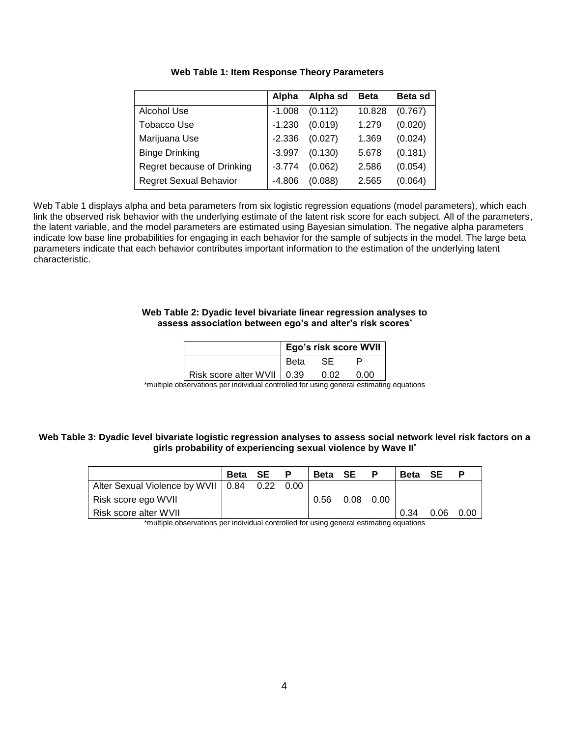**Web Table 1: Item Response Theory Parameters**

| | Alpha | Alpha sd | Beta | Beta sd |
|---|---|---|---|---|
| Alcohol Use | -1.008 | (0.112) | 10.828 | (0.767) |
| Tobacco Use | -1.230 | (0.019) | 1.279 | (0.020) |
| Marijuana Use | -2.336 | (0.027) | 1.369 | (0.024) |
| Binge Drinking | -3.997 | (0.130) | 5.678 | (0.181) |
| Regret because of Drinking | -3.774 | (0.062) | 2.586 | (0.054) |
| Regret Sexual Behavior | -4.806 | (0.088) | 2.565 | (0.064) |

Web Table 1 displays alpha and beta parameters from six logistic regression equations (model parameters), which each link the observed risk behavior with the underlying estimate of the latent risk score for each subject. All of the parameters, the latent variable, and the model parameters are estimated using Bayesian simulation. The negative alpha parameters indicate low base line probabilities for engaging in each behavior for the sample of subjects in the model. The large beta parameters indicate that each behavior contributes important information to the estimation of the underlying latent characteristic.

**Web Table 2: Dyadic level bivariate linear regression analyses to assess association between ego's and alter's risk scores***

| | Ego's risk score WVII | | |
|---|---|---|---|
| | Beta | SE | P |
| Risk score alter WVII | 0.39 | 0.02 | 0.00 |

*multiple observations per individual controlled for using general estimating equations

**Web Table 3: Dyadic level bivariate logistic regression analyses to assess social network level risk factors on a girls probability of experiencing sexual violence by Wave II***

| | Beta | SE | P | Beta | SE | P | Beta | SE | P |
|---|---|---|---|---|---|---|---|---|---|
| Alter Sexual Violence by WVII | 0.84 | 0.22 | 0.00 | | | | | | |
| Risk score ego WVII | | | | 0.56 | 0.08 | 0.00 | | | |
| Risk score alter WVII | | | | | | | 0.34 | 0.06 | 0.00 |

*multiple observations per individual controlled for using general estimating equations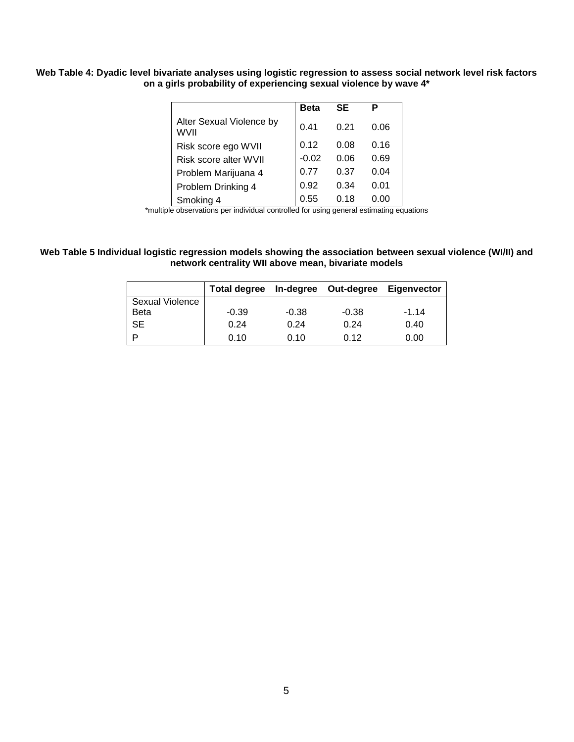**Web Table 4: Dyadic level bivariate analyses using logistic regression to assess social network level risk factors on a girls probability of experiencing sexual violence by wave 4***

| | Beta | SE | P |
|---|---|---|---|
| Alter Sexual Violence by WVII | 0.41 | 0.21 | 0.06 |
| Risk score ego WVII | 0.12 | 0.08 | 0.16 |
| Risk score alter WVII | -0.02 | 0.06 | 0.69 |
| Problem Marijuana 4 | 0.77 | 0.37 | 0.04 |
| Problem Drinking 4 | 0.92 | 0.34 | 0.01 |
| Smoking 4 | 0.55 | 0.18 | 0.00 |

*multiple observations per individual controlled for using general estimating equations

**Web Table 5 Individual logistic regression models showing the association between sexual violence (WI/II) and network centrality WII above mean, bivariate models**

| | Total degree | In-degree | Out-degree | Eigenvector |
|---|---|---|---|---|
| Sexual Violence | | | | |
| Beta | -0.39 | -0.38 | -0.38 | -1.14 |
| SE | 0.24 | 0.24 | 0.24 | 0.40 |
| P | 0.10 | 0.10 | 0.12 | 0.00 |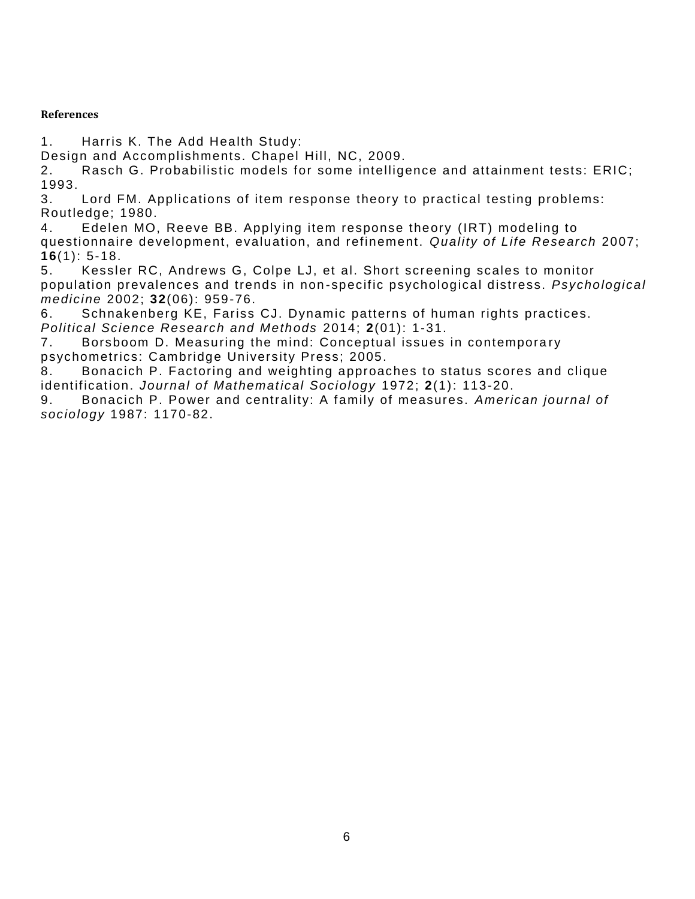**References**

1. Harris K. The Add Health Study: Design and Accomplishments. Chapel Hill, NC, 2009.
2. Rasch G. Probabilistic models for some intelligence and attainment tests: ERIC; 1993.
3. Lord FM. Applications of item response theory to practical testing problems: Routledge; 1980.
4. Edelen MO, Reeve BB. Applying item response theory (IRT) modeling to questionnaire development, evaluation, and refinement. *Quality of Life Research* 2007; **16**(1): 5-18.
5. Kessler RC, Andrews G, Colpe LJ, et al. Short screening scales to monitor population prevalences and trends in non-specific psychological distress. *Psychological medicine* 2002; **32**(06): 959-76.
6. Schnakenberg KE, Fariss CJ. Dynamic patterns of human rights practices. *Political Science Research and Methods* 2014; **2**(01): 1-31.
7. Borsboom D. Measuring the mind: Conceptual issues in contemporary psychometrics: Cambridge University Press; 2005.
8. Bonacich P. Factoring and weighting approaches to status scores and clique identification. *Journal of Mathematical Sociology* 1972; **2**(1): 113-20.
9. Bonacich P. Power and centrality: A family of measures. *American journal of sociology* 1987: 1170-82.